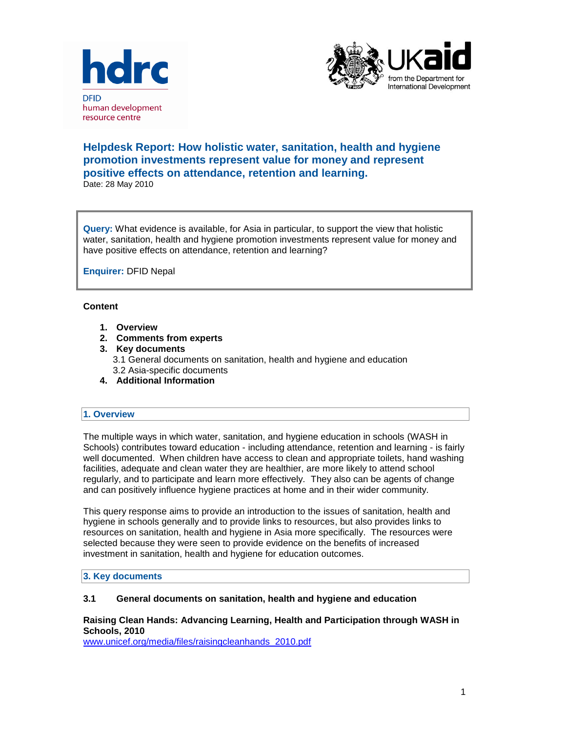hdrc

DFID
human development
resource centre

UKaid
from the Department for International Development

# Helpdesk Report: How holistic water, sanitation, health and hygiene promotion investments represent value for money and represent positive effects on attendance, retention and learning.

Date: 28 May 2010

**Query:** What evidence is available, for Asia in particular, to support the view that holistic water, sanitation, health and hygiene promotion investments represent value for money and have positive effects on attendance, retention and learning?

**Enquirer:** DFID Nepal

**Content**

1. **Overview**
2. **Comments from experts**
3. **Key documents**
   3.1 General documents on sanitation, health and hygiene and education
   3.2 Asia-specific documents
4. **Additional Information**

## 1. Overview

The multiple ways in which water, sanitation, and hygiene education in schools (WASH in Schools) contributes toward education - including attendance, retention and learning - is fairly well documented. When children have access to clean and appropriate toilets, hand washing facilities, adequate and clean water they are healthier, are more likely to attend school regularly, and to participate and learn more effectively. They also can be agents of change and can positively influence hygiene practices at home and in their wider community.

This query response aims to provide an introduction to the issues of sanitation, health and hygiene in schools generally and to provide links to resources, but also provides links to resources on sanitation, health and hygiene in Asia more specifically. The resources were selected because they were seen to provide evidence on the benefits of increased investment in sanitation, health and hygiene for education outcomes.

## 3. Key documents

### 3.1 General documents on sanitation, health and hygiene and education

**Raising Clean Hands: Advancing Learning, Health and Participation through WASH in Schools, 2010**
www.unicef.org/media/files/raisingcleanhands_2010.pdf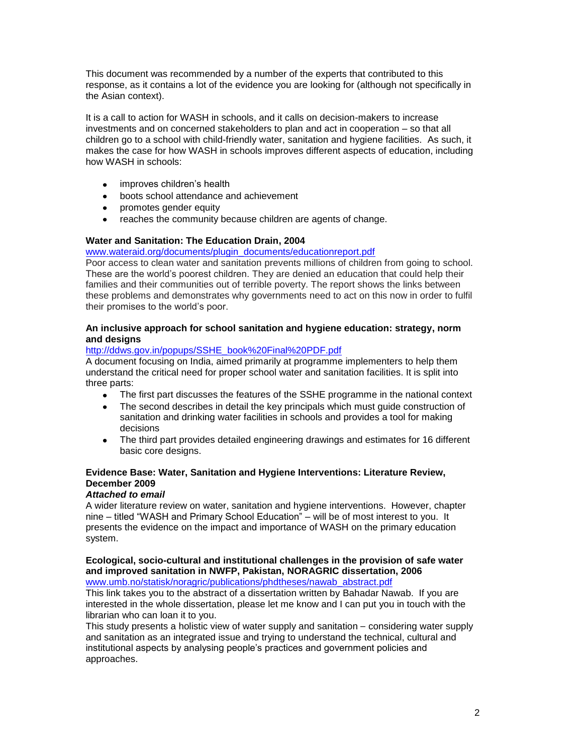This document was recommended by a number of the experts that contributed to this response, as it contains a lot of the evidence you are looking for (although not specifically in the Asian context).

It is a call to action for WASH in schools, and it calls on decision-makers to increase investments and on concerned stakeholders to plan and act in cooperation – so that all children go to a school with child-friendly water, sanitation and hygiene facilities. As such, it makes the case for how WASH in schools improves different aspects of education, including how WASH in schools:

- improves children's health
- boots school attendance and achievement
- promotes gender equity
- reaches the community because children are agents of change.

**Water and Sanitation: The Education Drain, 2004**

www.wateraid.org/documents/plugin_documents/educationreport.pdf

Poor access to clean water and sanitation prevents millions of children from going to school. These are the world's poorest children. They are denied an education that could help their families and their communities out of terrible poverty. The report shows the links between these problems and demonstrates why governments need to act on this now in order to fulfil their promises to the world's poor.

**An inclusive approach for school sanitation and hygiene education: strategy, norm and designs**

http://ddws.gov.in/popups/SSHE_book%20Final%20PDF.pdf

A document focusing on India, aimed primarily at programme implementers to help them understand the critical need for proper school water and sanitation facilities. It is split into three parts:

- The first part discusses the features of the SSHE programme in the national context
- The second describes in detail the key principals which must guide construction of sanitation and drinking water facilities in schools and provides a tool for making decisions
- The third part provides detailed engineering drawings and estimates for 16 different basic core designs.

**Evidence Base: Water, Sanitation and Hygiene Interventions: Literature Review, December 2009**

***Attached to email***

A wider literature review on water, sanitation and hygiene interventions. However, chapter nine – titled "WASH and Primary School Education" – will be of most interest to you. It presents the evidence on the impact and importance of WASH on the primary education system.

**Ecological, socio-cultural and institutional challenges in the provision of safe water and improved sanitation in NWFP, Pakistan, NORAGRIC dissertation, 2006**

www.umb.no/statisk/noragric/publications/phdtheses/nawab_abstract.pdf

This link takes you to the abstract of a dissertation written by Bahadar Nawab. If you are interested in the whole dissertation, please let me know and I can put you in touch with the librarian who can loan it to you.

This study presents a holistic view of water supply and sanitation – considering water supply and sanitation as an integrated issue and trying to understand the technical, cultural and institutional aspects by analysing people's practices and government policies and approaches.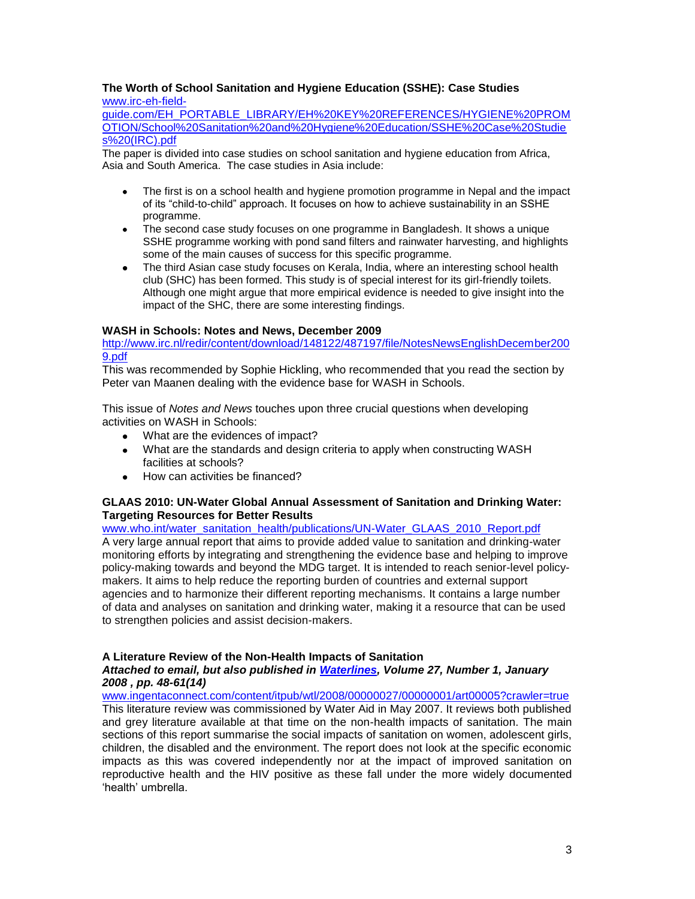**The Worth of School Sanitation and Hygiene Education (SSHE): Case Studies**
www.irc-eh-field-guide.com/EH_PORTABLE_LIBRARY/EH%20KEY%20REFERENCES/HYGIENE%20PROMOTION/School%20Sanitation%20and%20Hygiene%20Education/SSHE%20Case%20Studies%20(IRC).pdf
The paper is divided into case studies on school sanitation and hygiene education from Africa, Asia and South America. The case studies in Asia include:

- The first is on a school health and hygiene promotion programme in Nepal and the impact of its "child-to-child" approach. It focuses on how to achieve sustainability in an SSHE programme.
- The second case study focuses on one programme in Bangladesh. It shows a unique SSHE programme working with pond sand filters and rainwater harvesting, and highlights some of the main causes of success for this specific programme.
- The third Asian case study focuses on Kerala, India, where an interesting school health club (SHC) has been formed. This study is of special interest for its girl-friendly toilets. Although one might argue that more empirical evidence is needed to give insight into the impact of the SHC, there are some interesting findings.

**WASH in Schools: Notes and News, December 2009**
http://www.irc.nl/redir/content/download/148122/487197/file/NotesNewsEnglishDecember2009.pdf
This was recommended by Sophie Hickling, who recommended that you read the section by Peter van Maanen dealing with the evidence base for WASH in Schools.

This issue of *Notes and News* touches upon three crucial questions when developing activities on WASH in Schools:

- What are the evidences of impact?
- What are the standards and design criteria to apply when constructing WASH facilities at schools?
- How can activities be financed?

**GLAAS 2010: UN-Water Global Annual Assessment of Sanitation and Drinking Water: Targeting Resources for Better Results**
www.who.int/water_sanitation_health/publications/UN-Water_GLAAS_2010_Report.pdf
A very large annual report that aims to provide added value to sanitation and drinking-water monitoring efforts by integrating and strengthening the evidence base and helping to improve policy-making towards and beyond the MDG target. It is intended to reach senior-level policy-makers. It aims to help reduce the reporting burden of countries and external support agencies and to harmonize their different reporting mechanisms. It contains a large number of data and analyses on sanitation and drinking water, making it a resource that can be used to strengthen policies and assist decision-makers.

**A Literature Review of the Non-Health Impacts of Sanitation**
***Attached to email, but also published in Waterlines, Volume 27, Number 1, January 2008 , pp. 48-61(14)***
www.ingentaconnect.com/content/itpub/wtl/2008/00000027/00000001/art00005?crawler=true
This literature review was commissioned by Water Aid in May 2007. It reviews both published and grey literature available at that time on the non-health impacts of sanitation. The main sections of this report summarise the social impacts of sanitation on women, adolescent girls, children, the disabled and the environment. The report does not look at the specific economic impacts as this was covered independently nor at the impact of improved sanitation on reproductive health and the HIV positive as these fall under the more widely documented 'health' umbrella.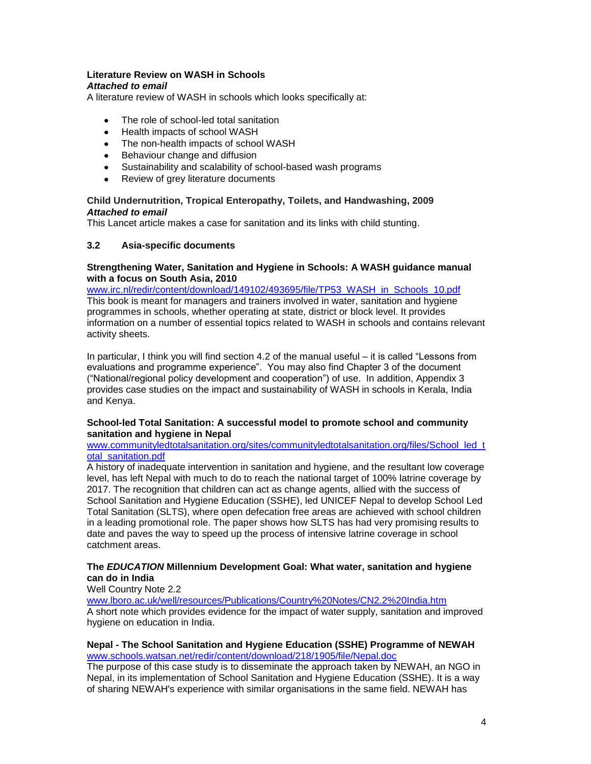**Literature Review on WASH in Schools**
***Attached to email***
A literature review of WASH in schools which looks specifically at:

- The role of school-led total sanitation
- Health impacts of school WASH
- The non-health impacts of school WASH
- Behaviour change and diffusion
- Sustainability and scalability of school-based wash programs
- Review of grey literature documents

**Child Undernutrition, Tropical Enteropathy, Toilets, and Handwashing, 2009**
***Attached to email***
This Lancet article makes a case for sanitation and its links with child stunting.

### 3.2 Asia-specific documents

**Strengthening Water, Sanitation and Hygiene in Schools: A WASH guidance manual with a focus on South Asia, 2010**
www.irc.nl/redir/content/download/149102/493695/file/TP53_WASH_in_Schools_10.pdf
This book is meant for managers and trainers involved in water, sanitation and hygiene programmes in schools, whether operating at state, district or block level. It provides information on a number of essential topics related to WASH in schools and contains relevant activity sheets.

In particular, I think you will find section 4.2 of the manual useful – it is called "Lessons from evaluations and programme experience". You may also find Chapter 3 of the document ("National/regional policy development and cooperation") of use. In addition, Appendix 3 provides case studies on the impact and sustainability of WASH in schools in Kerala, India and Kenya.

**School-led Total Sanitation: A successful model to promote school and community sanitation and hygiene in Nepal**
www.communityledtotalsanitation.org/sites/communityledtotalsanitation.org/files/School_led_total_sanitation.pdf
A history of inadequate intervention in sanitation and hygiene, and the resultant low coverage level, has left Nepal with much to do to reach the national target of 100% latrine coverage by 2017. The recognition that children can act as change agents, allied with the success of School Sanitation and Hygiene Education (SSHE), led UNICEF Nepal to develop School Led Total Sanitation (SLTS), where open defecation free areas are achieved with school children in a leading promotional role. The paper shows how SLTS has had very promising results to date and paves the way to speed up the process of intensive latrine coverage in school catchment areas.

**The *EDUCATION* Millennium Development Goal: What water, sanitation and hygiene can do in India**
Well Country Note 2.2
www.lboro.ac.uk/well/resources/Publications/Country%20Notes/CN2.2%20India.htm
A short note which provides evidence for the impact of water supply, sanitation and improved hygiene on education in India.

**Nepal - The School Sanitation and Hygiene Education (SSHE) Programme of NEWAH**
www.schools.watsan.net/redir/content/download/218/1905/file/Nepal.doc
The purpose of this case study is to disseminate the approach taken by NEWAH, an NGO in Nepal, in its implementation of School Sanitation and Hygiene Education (SSHE). It is a way of sharing NEWAH's experience with similar organisations in the same field. NEWAH has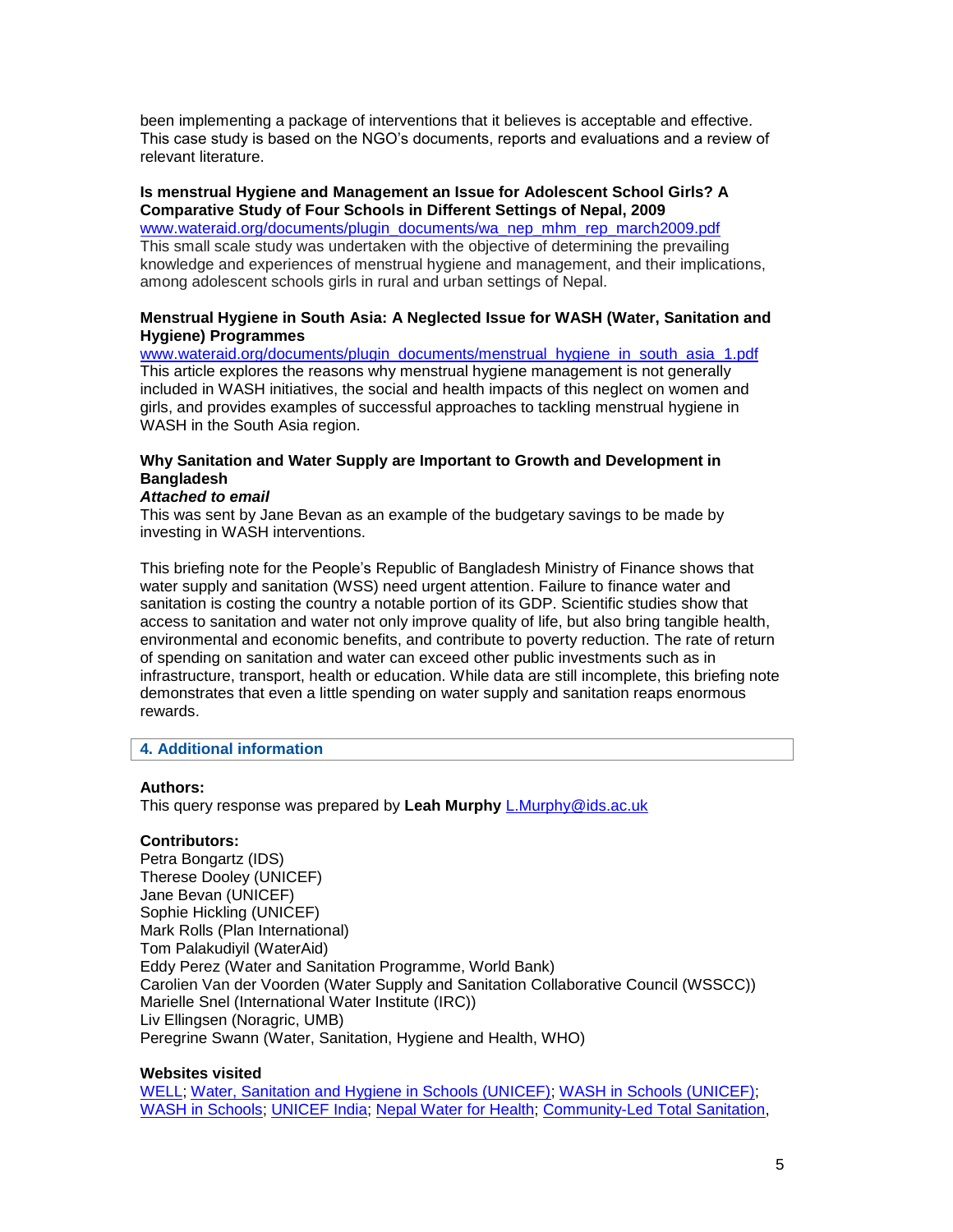been implementing a package of interventions that it believes is acceptable and effective. This case study is based on the NGO's documents, reports and evaluations and a review of relevant literature.

**Is menstrual Hygiene and Management an Issue for Adolescent School Girls? A Comparative Study of Four Schools in Different Settings of Nepal, 2009**
www.wateraid.org/documents/plugin_documents/wa_nep_mhm_rep_march2009.pdf
This small scale study was undertaken with the objective of determining the prevailing knowledge and experiences of menstrual hygiene and management, and their implications, among adolescent schools girls in rural and urban settings of Nepal.

**Menstrual Hygiene in South Asia: A Neglected Issue for WASH (Water, Sanitation and Hygiene) Programmes**
www.wateraid.org/documents/plugin_documents/menstrual_hygiene_in_south_asia_1.pdf
This article explores the reasons why menstrual hygiene management is not generally included in WASH initiatives, the social and health impacts of this neglect on women and girls, and provides examples of successful approaches to tackling menstrual hygiene in WASH in the South Asia region.

**Why Sanitation and Water Supply are Important to Growth and Development in Bangladesh**
***Attached to email***
This was sent by Jane Bevan as an example of the budgetary savings to be made by investing in WASH interventions.

This briefing note for the People's Republic of Bangladesh Ministry of Finance shows that water supply and sanitation (WSS) need urgent attention. Failure to finance water and sanitation is costing the country a notable portion of its GDP. Scientific studies show that access to sanitation and water not only improve quality of life, but also bring tangible health, environmental and economic benefits, and contribute to poverty reduction. The rate of return of spending on sanitation and water can exceed other public investments such as in infrastructure, transport, health or education. While data are still incomplete, this briefing note demonstrates that even a little spending on water supply and sanitation reaps enormous rewards.

## 4. Additional information

**Authors:**
This query response was prepared by **Leah Murphy** L.Murphy@ids.ac.uk

**Contributors:**
Petra Bongartz (IDS)
Therese Dooley (UNICEF)
Jane Bevan (UNICEF)
Sophie Hickling (UNICEF)
Mark Rolls (Plan International)
Tom Palakudiyil (WaterAid)
Eddy Perez (Water and Sanitation Programme, World Bank)
Carolien Van der Voorden (Water Supply and Sanitation Collaborative Council (WSSCC))
Marielle Snel (International Water Institute (IRC))
Liv Ellingsen (Noragric, UMB)
Peregrine Swann (Water, Sanitation, Hygiene and Health, WHO)

**Websites visited**
WELL; Water, Sanitation and Hygiene in Schools (UNICEF); WASH in Schools (UNICEF); WASH in Schools; UNICEF India; Nepal Water for Health; Community-Led Total Sanitation,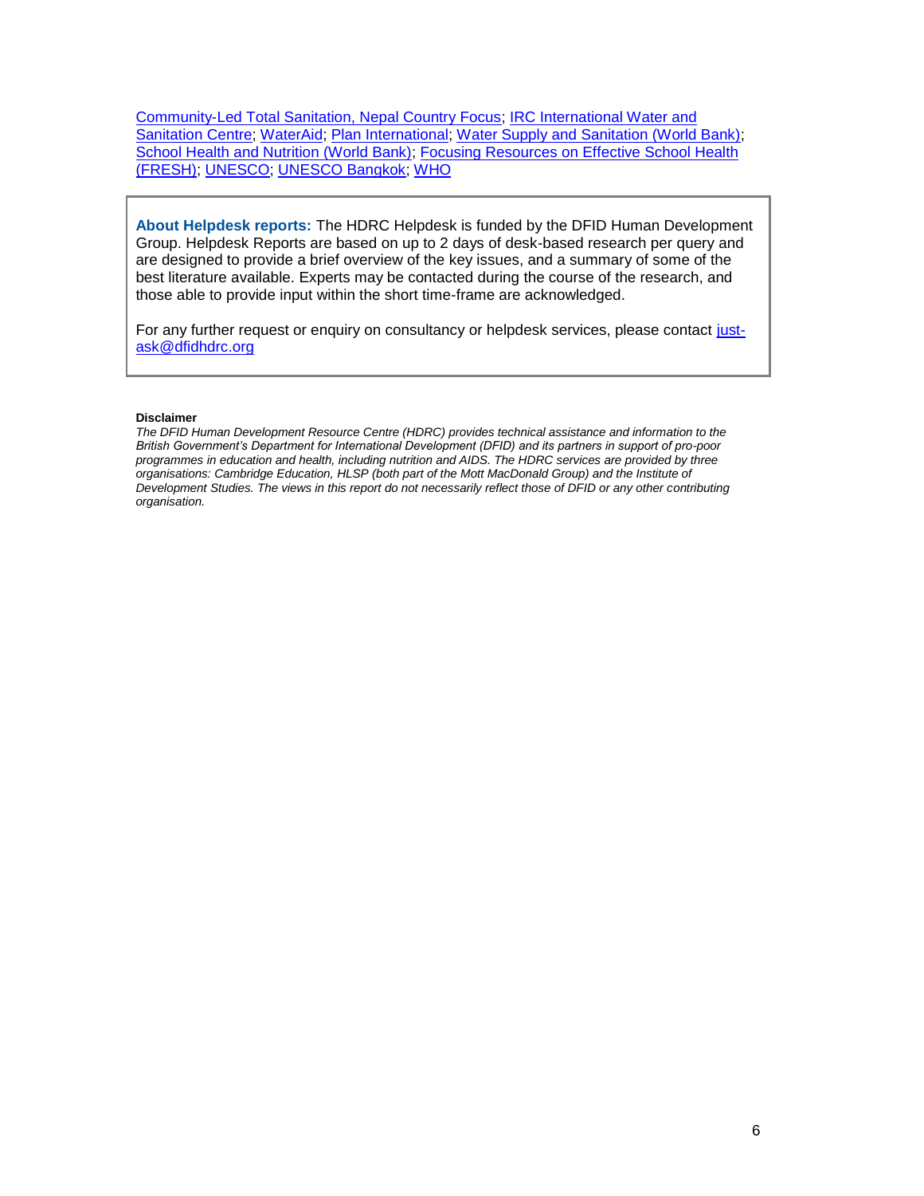Community-Led Total Sanitation, Nepal Country Focus; IRC International Water and Sanitation Centre; WaterAid; Plan International; Water Supply and Sanitation (World Bank); School Health and Nutrition (World Bank); Focusing Resources on Effective School Health (FRESH); UNESCO; UNESCO Bangkok; WHO

**About Helpdesk reports:** The HDRC Helpdesk is funded by the DFID Human Development Group. Helpdesk Reports are based on up to 2 days of desk-based research per query and are designed to provide a brief overview of the key issues, and a summary of some of the best literature available. Experts may be contacted during the course of the research, and those able to provide input within the short time-frame are acknowledged.

For any further request or enquiry on consultancy or helpdesk services, please contact just-ask@dfidhdrc.org

**Disclaimer**

*The DFID Human Development Resource Centre (HDRC) provides technical assistance and information to the British Government's Department for International Development (DFID) and its partners in support of pro-poor programmes in education and health, including nutrition and AIDS. The HDRC services are provided by three organisations: Cambridge Education, HLSP (both part of the Mott MacDonald Group) and the Institute of Development Studies. The views in this report do not necessarily reflect those of DFID or any other contributing organisation.*